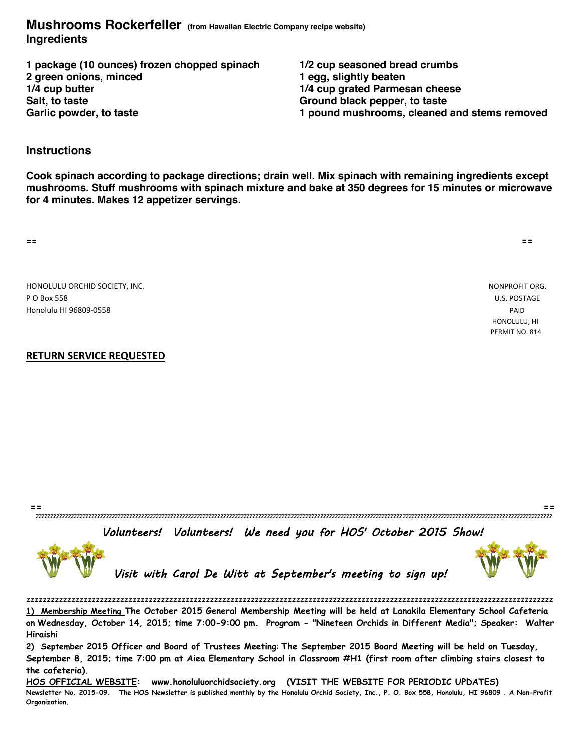## Mushrooms Rockerfeller (from Hawaiian Electric Company recipe website)

### Ingredients

**1 package (10 ounces) frozen chopped spinach**
**2 green onions, minced**
**1/4 cup butter**
**Salt, to taste**
**Garlic powder, to taste**
**1/2 cup seasoned bread crumbs**
**1 egg, slightly beaten**
**1/4 cup grated Parmesan cheese**
**Ground black pepper, to taste**
**1 pound mushrooms, cleaned and stems removed**

### Instructions

**Cook spinach according to package directions; drain well. Mix spinach with remaining ingredients except mushrooms. Stuff mushrooms with spinach mixture and bake at 350 degrees for 15 minutes or microwave for 4 minutes. Makes 12 appetizer servings.**

== ==

HONOLULU ORCHID SOCIETY, INC.
P O Box 558
Honolulu HI 96809-0558

NONPROFIT ORG.
U.S. POSTAGE
PAID
HONOLULU, HI
PERMIT NO. 814

**RETURN SERVICE REQUESTED**

== ==

*Volunteers! Volunteers! We need you for HOS' October 2015 Show!*

*Visit with Carol De Witt at September's meeting to sign up!*

**1) Membership Meeting The October 2015 General Membership Meeting will be held at Lanakila Elementary School Cafeteria on Wednesday, October 14, 2015; time 7:00-9:00 pm. Program - "Nineteen Orchids in Different Media"; Speaker: Walter Hiraishi**

**2) September 2015 Officer and Board of Trustees Meeting: The September 2015 Board Meeting will be held on Tuesday, September 8, 2015; time 7:00 pm at Aiea Elementary School in Classroom #H1 (first room after climbing stairs closest to the cafeteria).**

**HOS OFFICIAL WEBSITE: www.honoluluorchidsociety.org (VISIT THE WEBSITE FOR PERIODIC UPDATES)**

**Newsletter No. 2015-09. The HOS Newsletter is published monthly by the Honolulu Orchid Society, Inc., P. O. Box 558, Honolulu, HI 96809 . A Non-Profit Organization.**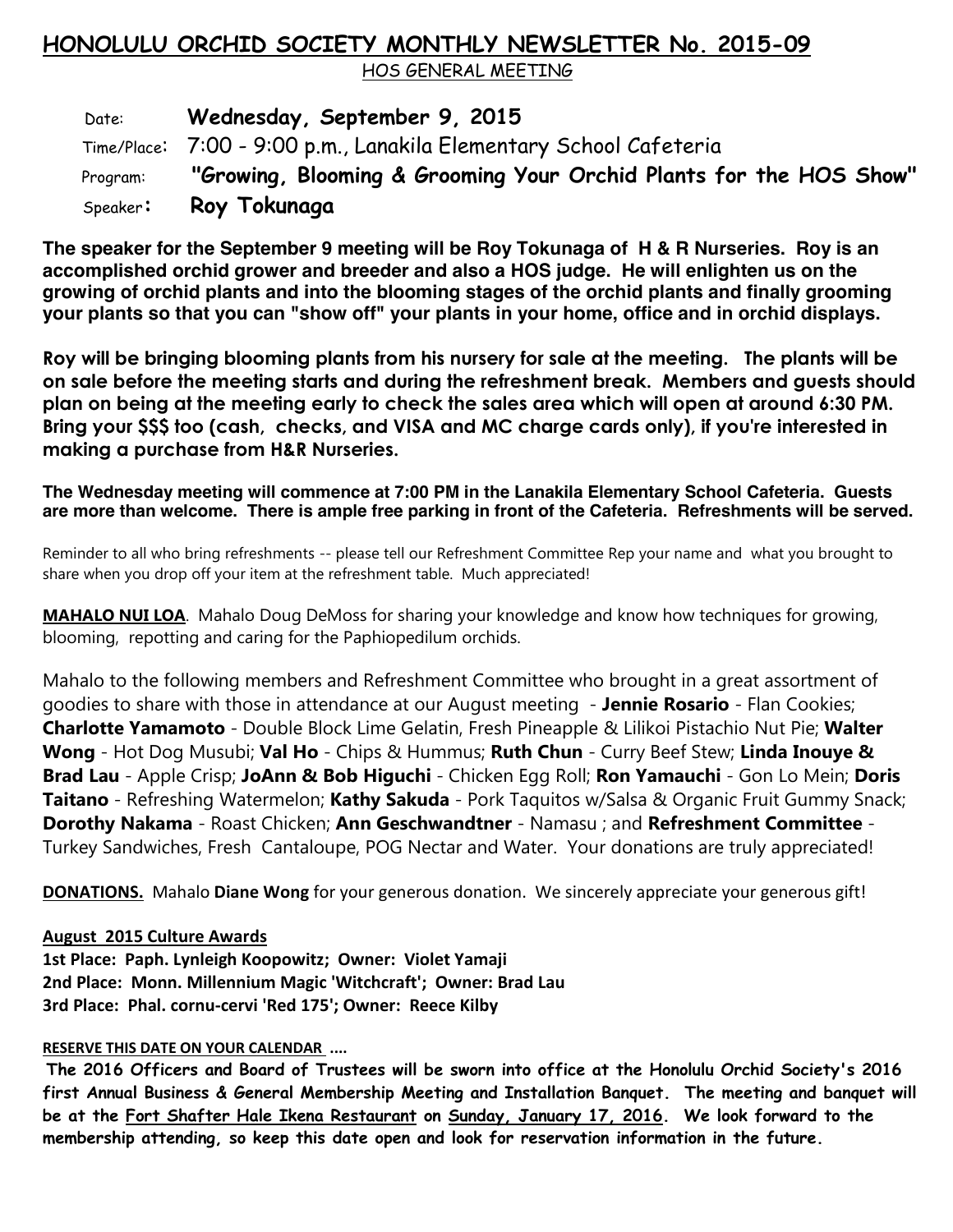# HONOLULU ORCHID SOCIETY MONTHLY NEWSLETTER No. 2015-09

HOS GENERAL MEETING

Date: **Wednesday, September 9, 2015**

Time/Place: 7:00 - 9:00 p.m., Lanakila Elementary School Cafeteria

Program: **"Growing, Blooming & Grooming Your Orchid Plants for the HOS Show"**

Speaker: **Roy Tokunaga**

**The speaker for the September 9 meeting will be Roy Tokunaga of H & R Nurseries. Roy is an accomplished orchid grower and breeder and also a HOS judge. He will enlighten us on the growing of orchid plants and into the blooming stages of the orchid plants and finally grooming your plants so that you can "show off" your plants in your home, office and in orchid displays.**

**Roy will be bringing blooming plants from his nursery for sale at the meeting. The plants will be on sale before the meeting starts and during the refreshment break. Members and guests should plan on being at the meeting early to check the sales area which will open at around 6:30 PM. Bring your $$$ too (cash, checks, and VISA and MC charge cards only), if you're interested in making a purchase from H&R Nurseries.**

**The Wednesday meeting will commence at 7:00 PM in the Lanakila Elementary School Cafeteria. Guests are more than welcome. There is ample free parking in front of the Cafeteria. Refreshments will be served.**

Reminder to all who bring refreshments -- please tell our Refreshment Committee Rep your name and what you brought to share when you drop off your item at the refreshment table. Much appreciated!

**MAHALO NUI LOA**. Mahalo Doug DeMoss for sharing your knowledge and know how techniques for growing, blooming, repotting and caring for the Paphiopedilum orchids.

Mahalo to the following members and Refreshment Committee who brought in a great assortment of goodies to share with those in attendance at our August meeting - **Jennie Rosario** - Flan Cookies; **Charlotte Yamamoto** - Double Block Lime Gelatin, Fresh Pineapple & Lilikoi Pistachio Nut Pie; **Walter Wong** - Hot Dog Musubi; **Val Ho** - Chips & Hummus; **Ruth Chun** - Curry Beef Stew; **Linda Inouye & Brad Lau** - Apple Crisp; **JoAnn & Bob Higuchi** - Chicken Egg Roll; **Ron Yamauchi** - Gon Lo Mein; **Doris Taitano** - Refreshing Watermelon; **Kathy Sakuda** - Pork Taquitos w/Salsa & Organic Fruit Gummy Snack; **Dorothy Nakama** - Roast Chicken; **Ann Geschwandtner** - Namasu ; and **Refreshment Committee** - Turkey Sandwiches, Fresh Cantaloupe, POG Nectar and Water. Your donations are truly appreciated!

**DONATIONS.** Mahalo **Diane Wong** for your generous donation. We sincerely appreciate your generous gift!

**August 2015 Culture Awards**

**1st Place: Paph. Lynleigh Koopowitz; Owner: Violet Yamaji**
**2nd Place: Monn. Millennium Magic 'Witchcraft'; Owner: Brad Lau**
**3rd Place: Phal. cornu-cervi 'Red 175'; Owner: Reece Kilby**

**RESERVE THIS DATE ON YOUR CALENDAR ....**

**The 2016 Officers and Board of Trustees will be sworn into office at the Honolulu Orchid Society's 2016 first Annual Business & General Membership Meeting and Installation Banquet. The meeting and banquet will be at the Fort Shafter Hale Ikena Restaurant on Sunday, January 17, 2016. We look forward to the membership attending, so keep this date open and look for reservation information in the future.**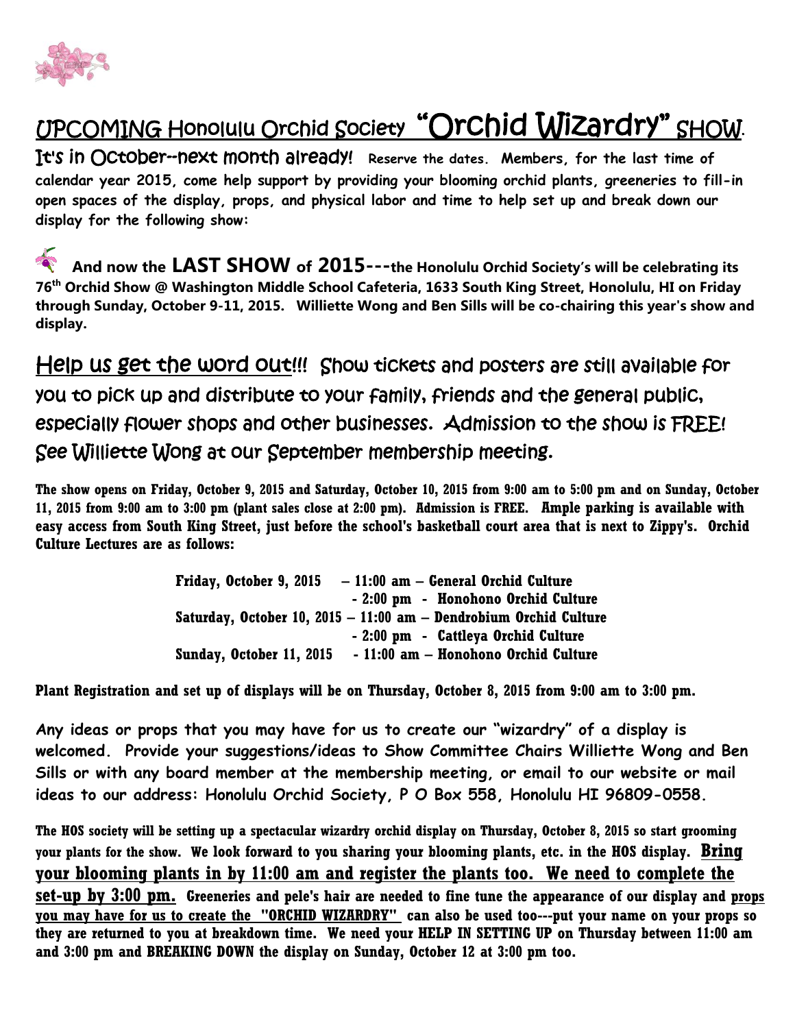# UPCOMING Honolulu Orchid Society "Orchid Wizardry" SHOW.

It's in October--next month already! **Reserve the dates. Members, for the last time of calendar year 2015, come help support by providing your blooming orchid plants, greeneries to fill-in open spaces of the display, props, and physical labor and time to help set up and break down our display for the following show:**

**And now the LAST SHOW of 2015---the Honolulu Orchid Society's will be celebrating its 76th Orchid Show @ Washington Middle School Cafeteria, 1633 South King Street, Honolulu, HI on Friday through Sunday, October 9-11, 2015. Williette Wong and Ben Sills will be co-chairing this year's show and display.**

Help us get the word out!!! Show tickets and posters are still available for you to pick up and distribute to your family, friends and the general public, especially flower shops and other businesses. Admission to the show is FREE! See Williette Wong at our September membership meeting.

**The show opens on Friday, October 9, 2015 and Saturday, October 10, 2015 from 9:00 am to 5:00 pm and on Sunday, October 11, 2015 from 9:00 am to 3:00 pm (plant sales close at 2:00 pm). Admission is FREE. Ample parking is available with easy access from South King Street, just before the school's basketball court area that is next to Zippy's. Orchid Culture Lectures are as follows:**

**Friday, October 9, 2015 – 11:00 am – General Orchid Culture**
**- 2:00 pm - Honohono Orchid Culture**
**Saturday, October 10, 2015 – 11:00 am – Dendrobium Orchid Culture**
**- 2:00 pm - Cattleya Orchid Culture**
**Sunday, October 11, 2015 - 11:00 am – Honohono Orchid Culture**

**Plant Registration and set up of displays will be on Thursday, October 8, 2015 from 9:00 am to 3:00 pm.**

**Any ideas or props that you may have for us to create our "wizardry" of a display is welcomed. Provide your suggestions/ideas to Show Committee Chairs Williette Wong and Ben Sills or with any board member at the membership meeting, or email to our website or mail ideas to our address: Honolulu Orchid Society, P O Box 558, Honolulu HI 96809-0558.**

**The HOS society will be setting up a spectacular wizardry orchid display on Thursday, October 8, 2015 so start grooming your plants for the show. We look forward to you sharing your blooming plants, etc. in the HOS display. Bring your blooming plants in by 11:00 am and register the plants too. We need to complete the set-up by 3:00 pm. Greeneries and pele's hair are needed to fine tune the appearance of our display and props you may have for us to create the "ORCHID WIZARDRY" can also be used too---put your name on your props so they are returned to you at breakdown time. We need your HELP IN SETTING UP on Thursday between 11:00 am and 3:00 pm and BREAKING DOWN the display on Sunday, October 12 at 3:00 pm too.**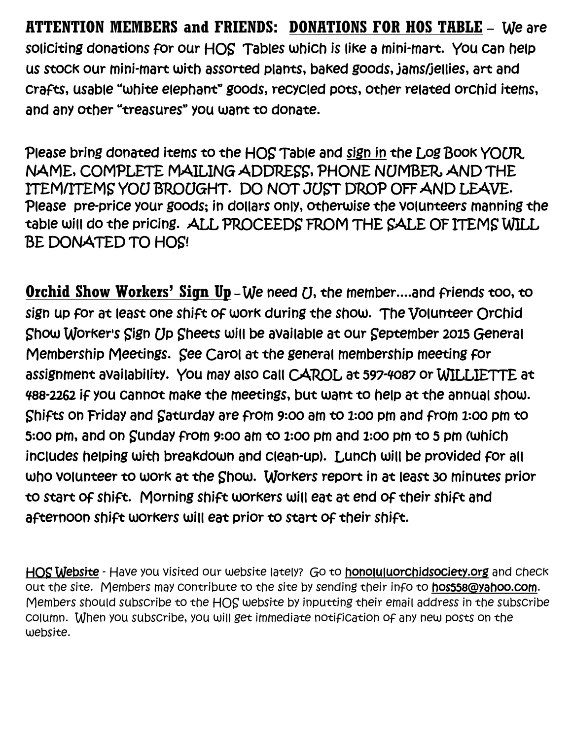**ATTENTION MEMBERS and FRIENDS: <u>DONATIONS FOR HOS TABLE</u>** – We are soliciting donations for our HOS Tables which is like a mini-mart. You can help us stock our mini-mart with assorted plants, baked goods, jams/jellies, art and crafts, usable "white elephant" goods, recycled pots, other related orchid items, and any other "treasures" you want to donate.

Please bring donated items to the HOS Table and <u>sign in</u> the Log Book YOUR NAME, COMPLETE MAILING ADDRESS, PHONE NUMBER, AND THE ITEM/ITEMS YOU BROUGHT. DO NOT JUST DROP OFF AND LEAVE. Please pre-price your goods; in dollars only, otherwise the volunteers manning the table will do the pricing. ALL PROCEEDS FROM THE SALE OF ITEMS WILL BE DONATED TO HOS!

**<u>Orchid Show Workers' Sign Up</u>** – We need U, the member....and friends too, to sign up for at least one shift of work during the show. The Volunteer Orchid Show Worker's Sign Up Sheets will be available at our September 2015 General Membership Meetings. See Carol at the general membership meeting for assignment availability. You may also call CAROL at 597-4087 or WILLIETTE at 488-2262 if you cannot make the meetings, but want to help at the annual show. Shifts on Friday and Saturday are from 9:00 am to 1:00 pm and from 1:00 pm to 5:00 pm, and on Sunday from 9:00 am to 1:00 pm and 1:00 pm to 5 pm (which includes helping with breakdown and clean-up). Lunch will be provided for all who volunteer to work at the Show. Workers report in at least 30 minutes prior to start of shift. Morning shift workers will eat at end of their shift and afternoon shift workers will eat prior to start of their shift.

<u>HOS Website</u> - Have you visited our website lately? Go to <u>honoluluorchidsociety.org</u> and check out the site. Members may contribute to the site by sending their info to <u>hos558@yahoo.com</u>. Members should subscribe to the HOS website by inputting their email address in the subscribe column. When you subscribe, you will get immediate notification of any new posts on the website.